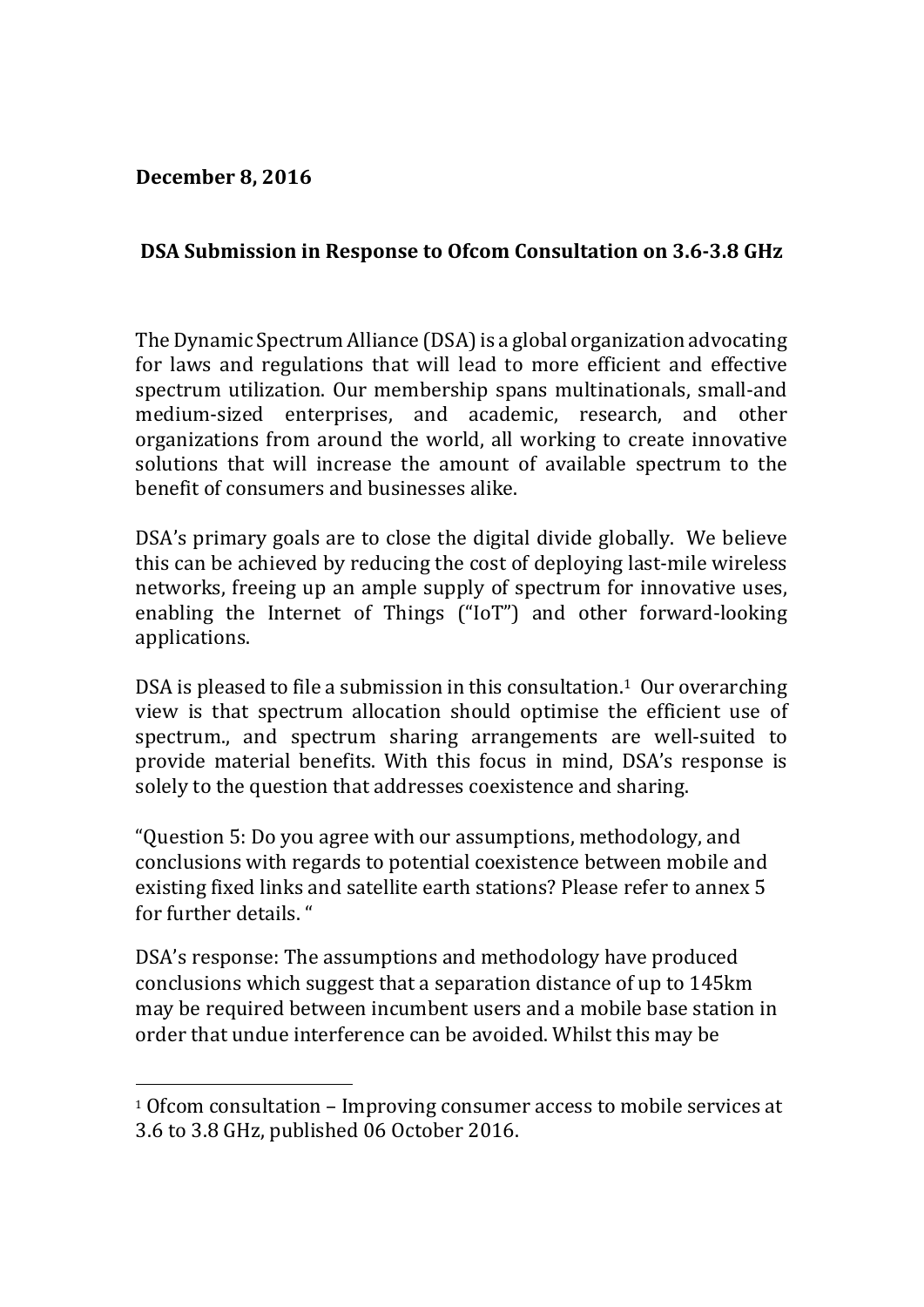**December 8, 2016**

**DSA Submission in Response to Ofcom Consultation on 3.6-3.8 GHz**

The Dynamic Spectrum Alliance (DSA) is a global organization advocating for laws and regulations that will lead to more efficient and effective spectrum utilization. Our membership spans multinationals, small-and medium-sized enterprises, and academic, research, and other organizations from around the world, all working to create innovative solutions that will increase the amount of available spectrum to the benefit of consumers and businesses alike.

DSA's primary goals are to close the digital divide globally. We believe this can be achieved by reducing the cost of deploying last-mile wireless networks, freeing up an ample supply of spectrum for innovative uses, enabling the Internet of Things ("IoT") and other forward-looking applications.

DSA is pleased to file a submission in this consultation.[1] Our overarching view is that spectrum allocation should optimise the efficient use of spectrum., and spectrum sharing arrangements are well-suited to provide material benefits. With this focus in mind, DSA's response is solely to the question that addresses coexistence and sharing.

"Question 5: Do you agree with our assumptions, methodology, and conclusions with regards to potential coexistence between mobile and existing fixed links and satellite earth stations? Please refer to annex 5 for further details. "

DSA's response: The assumptions and methodology have produced conclusions which suggest that a separation distance of up to 145km may be required between incumbent users and a mobile base station in order that undue interference can be avoided. Whilst this may be

[1] Ofcom consultation – Improving consumer access to mobile services at 3.6 to 3.8 GHz, published 06 October 2016.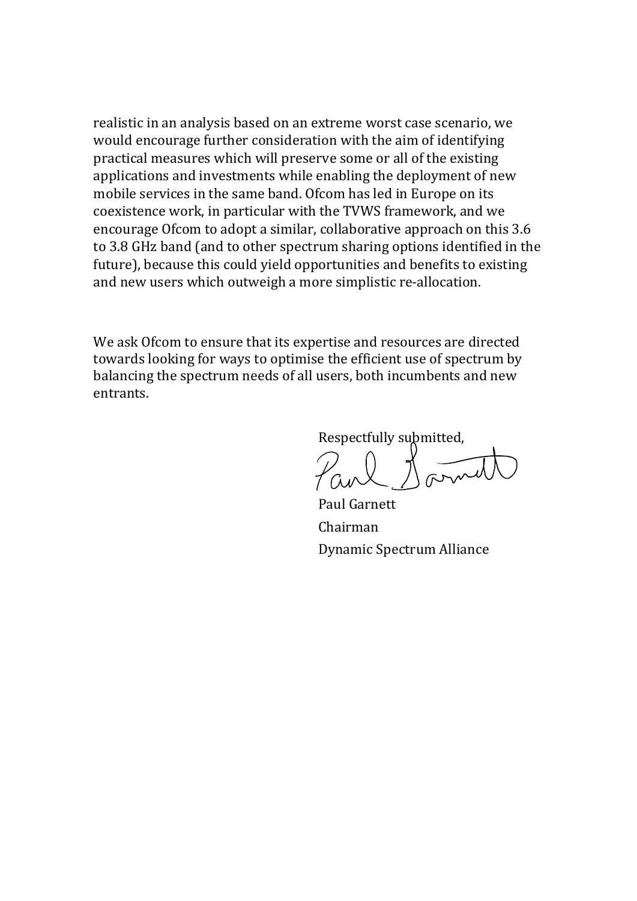realistic in an analysis based on an extreme worst case scenario, we would encourage further consideration with the aim of identifying practical measures which will preserve some or all of the existing applications and investments while enabling the deployment of new mobile services in the same band. Ofcom has led in Europe on its coexistence work, in particular with the TVWS framework, and we encourage Ofcom to adopt a similar, collaborative approach on this 3.6 to 3.8 GHz band (and to other spectrum sharing options identified in the future), because this could yield opportunities and benefits to existing and new users which outweigh a more simplistic re-allocation.

We ask Ofcom to ensure that its expertise and resources are directed towards looking for ways to optimise the efficient use of spectrum by balancing the spectrum needs of all users, both incumbents and new entrants.

Respectfully submitted,

Paul Garnett
Chairman
Dynamic Spectrum Alliance